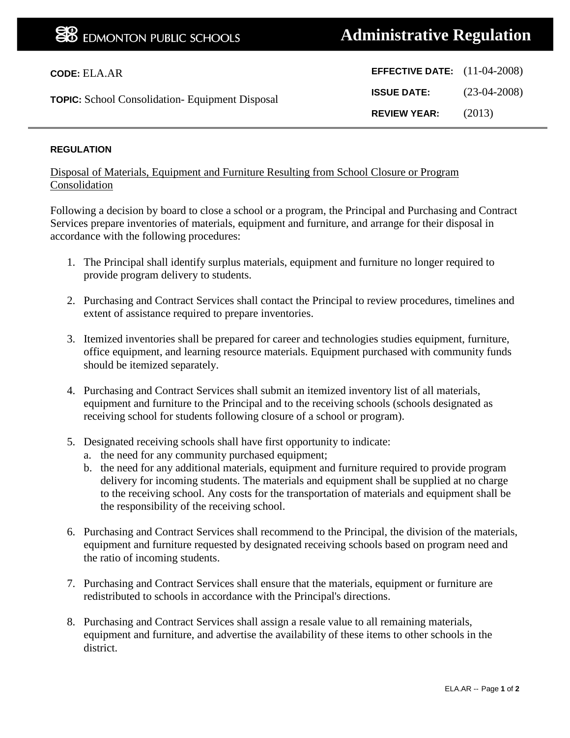EDMONTON PUBLIC SCHOOLS

# Administrative Regulation

**CODE:** ELA.AR

**TOPIC:** School Consolidation- Equipment Disposal

**EFFECTIVE DATE:** (11-04-2008)

**ISSUE DATE:** (23-04-2008)

**REVIEW YEAR:** (2013)

## REGULATION

Disposal of Materials, Equipment and Furniture Resulting from School Closure or Program Consolidation

Following a decision by board to close a school or a program, the Principal and Purchasing and Contract Services prepare inventories of materials, equipment and furniture, and arrange for their disposal in accordance with the following procedures:

1. The Principal shall identify surplus materials, equipment and furniture no longer required to provide program delivery to students.

2. Purchasing and Contract Services shall contact the Principal to review procedures, timelines and extent of assistance required to prepare inventories.

3. Itemized inventories shall be prepared for career and technologies studies equipment, furniture, office equipment, and learning resource materials. Equipment purchased with community funds should be itemized separately.

4. Purchasing and Contract Services shall submit an itemized inventory list of all materials, equipment and furniture to the Principal and to the receiving schools (schools designated as receiving school for students following closure of a school or program).

5. Designated receiving schools shall have first opportunity to indicate:
   a. the need for any community purchased equipment;
   b. the need for any additional materials, equipment and furniture required to provide program delivery for incoming students. The materials and equipment shall be supplied at no charge to the receiving school. Any costs for the transportation of materials and equipment shall be the responsibility of the receiving school.

6. Purchasing and Contract Services shall recommend to the Principal, the division of the materials, equipment and furniture requested by designated receiving schools based on program need and the ratio of incoming students.

7. Purchasing and Contract Services shall ensure that the materials, equipment or furniture are redistributed to schools in accordance with the Principal's directions.

8. Purchasing and Contract Services shall assign a resale value to all remaining materials, equipment and furniture, and advertise the availability of these items to other schools in the district.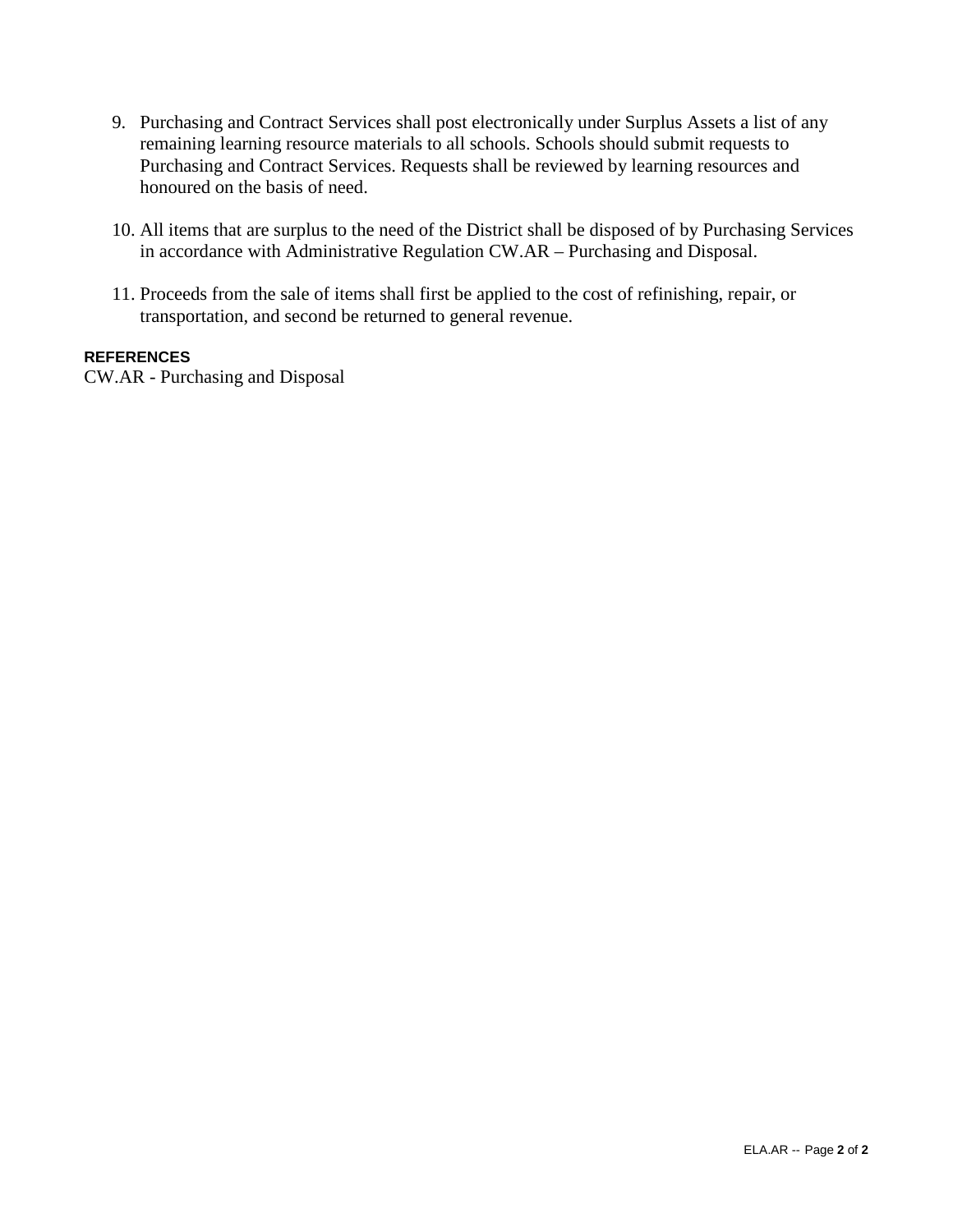9. Purchasing and Contract Services shall post electronically under Surplus Assets a list of any remaining learning resource materials to all schools. Schools should submit requests to Purchasing and Contract Services. Requests shall be reviewed by learning resources and honoured on the basis of need.

10. All items that are surplus to the need of the District shall be disposed of by Purchasing Services in accordance with Administrative Regulation CW.AR – Purchasing and Disposal.

11. Proceeds from the sale of items shall first be applied to the cost of refinishing, repair, or transportation, and second be returned to general revenue.

**REFERENCES**

CW.AR - Purchasing and Disposal